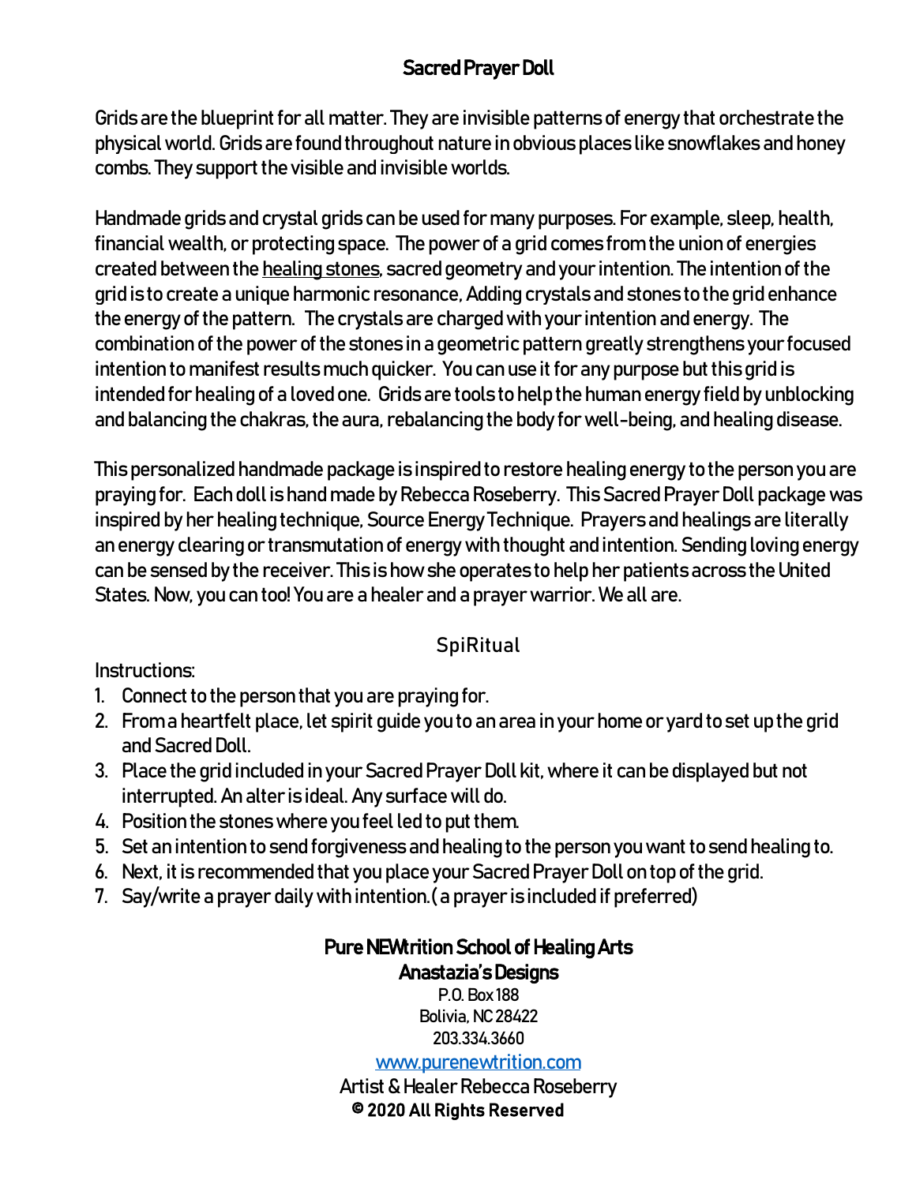# Sacred Prayer Doll

Grids are the blueprint for all matter. They are invisible patterns of energy that orchestrate the physical world. Grids are found throughout nature in obvious places like snowflakes and honey combs. They support the visible and invisible worlds.

Handmade grids and crystal grids can be used for many purposes. For example, sleep, health, financial wealth, or protecting space. The power of a grid comes from the union of energies created between the healing stones, sacred geometry and your intention. The intention of the grid is to create a unique harmonic resonance, Adding crystals and stones to the grid enhance the energy of the pattern. The crystals are charged with your intention and energy. The combination of the power of the stones in a geometric pattern greatly strengthens your focused intention to manifest results much quicker. You can use it for any purpose but this grid is intended for healing of a loved one. Grids are tools to help the human energy field by unblocking and balancing the chakras, the aura, rebalancing the body for well-being, and healing disease.

This personalized handmade package is inspired to restore healing energy to the person you are praying for. Each doll is hand made by Rebecca Roseberry. This Sacred Prayer Doll package was inspired by her healing technique, Source Energy Technique. Prayers and healings are literally an energy clearing or transmutation of energy with thought and intention. Sending loving energy can be sensed by the receiver. This is how she operates to help her patients across the United States. Now, you can too! You are a healer and a prayer warrior. We all are.

## SpiRitual

Instructions:

1. Connect to the person that you are praying for.
2. From a heartfelt place, let spirit guide you to an area in your home or yard to set up the grid and Sacred Doll.
3. Place the grid included in your Sacred Prayer Doll kit, where it can be displayed but not interrupted. An alter is ideal. Any surface will do.
4. Position the stones where you feel led to put them.
5. Set an intention to send forgiveness and healing to the person you want to send healing to.
6. Next, it is recommended that you place your Sacred Prayer Doll on top of the grid.
7. Say/write a prayer daily with intention.( a prayer is included if preferred)

**Pure NEWtrition School of Healing Arts**
**Anastazia's Designs**
P.O. Box 188
Bolivia, NC 28422
203.334.3660
www.purenewtrition.com
Artist & Healer Rebecca Roseberry
**© 2020 All Rights Reserved**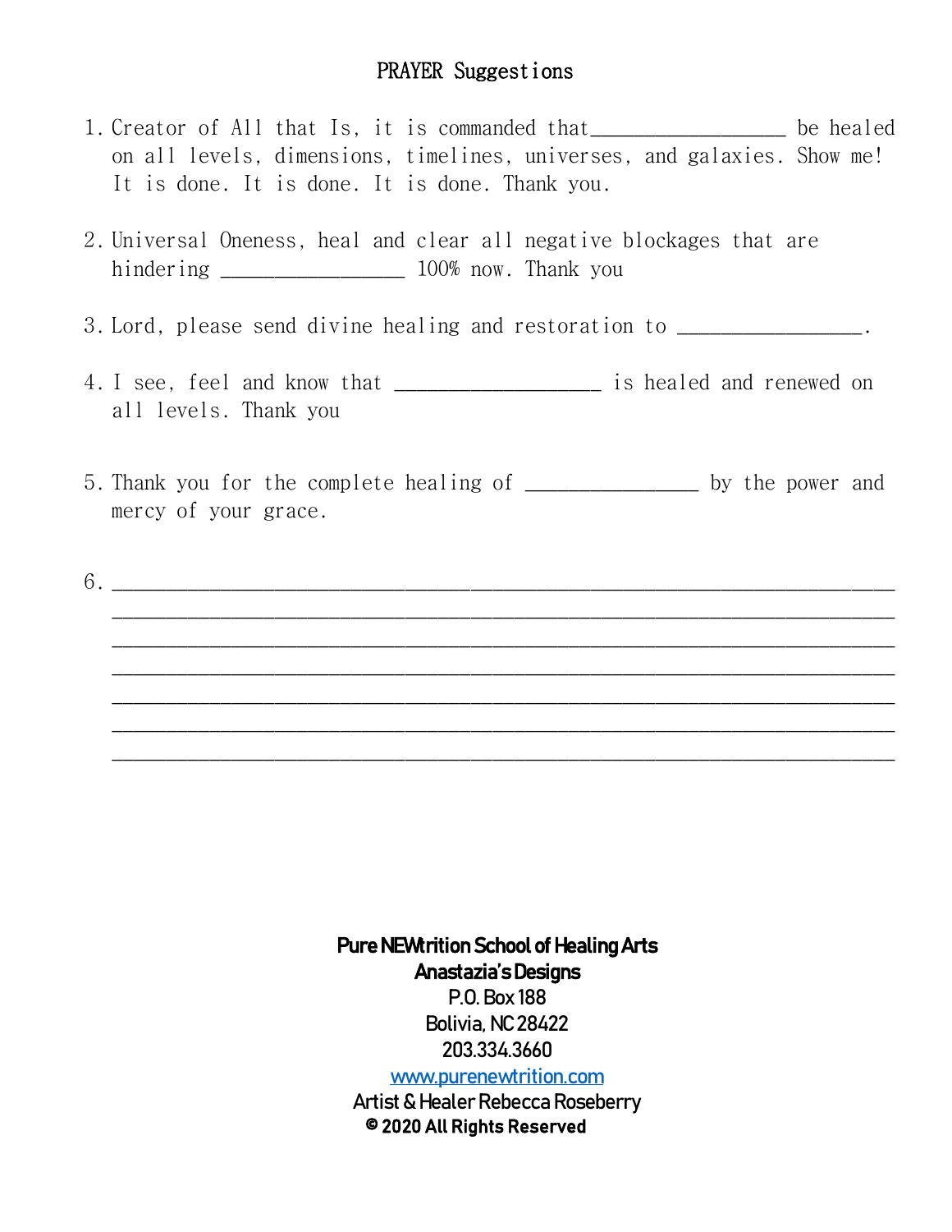# PRAYER Suggestions

1. Creator of All that Is, it is commanded that_________________ be healed on all levels, dimensions, timelines, universes, and galaxies. Show me! It is done. It is done. It is done. Thank you.

2. Universal Oneness, heal and clear all negative blockages that are hindering _________________ 100% now. Thank you

3. Lord, please send divine healing and restoration to _________________.

4. I see, feel and know that ___________________ is healed and renewed on all levels. Thank you

5. Thank you for the complete healing of ________________ by the power and mercy of your grace.

6. ________________________________________________________________________
________________________________________________________________________
________________________________________________________________________
________________________________________________________________________
________________________________________________________________________
________________________________________________________________________
________________________________________________________________________

**Pure NEWtrition School of Healing Arts**
**Anastazia's Designs**
P.O. Box 188
Bolivia, NC 28422
203.334.3660
www.purenewtrition.com
Artist & Healer Rebecca Roseberry
**© 2020 All Rights Reserved**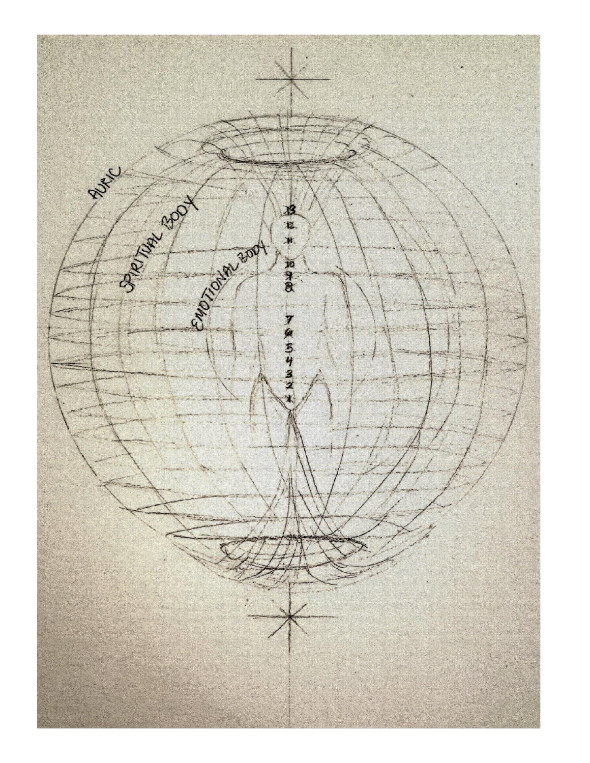AURIC

SPIRITUAL BODY

EMOTIONAL BODY

13
12
11
10
9
8
7
6
5
4
3
2
1